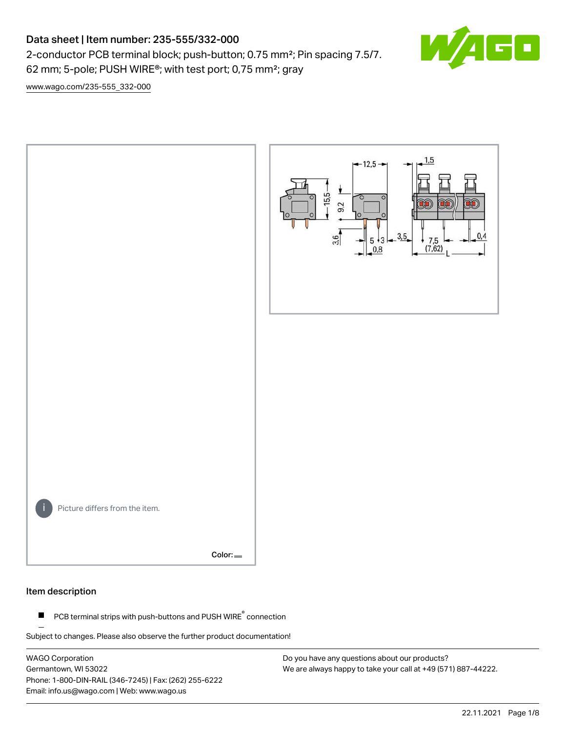# Data sheet | Item number: 235-555/332-000

2-conductor PCB terminal block; push-button; 0.75 mm²; Pin spacing 7.5/7.62 mm; 5-pole; PUSH WIRE®; with test port; 0,75 mm²; gray

www.wago.com/235-555_332-000

Picture differs from the item.

Color:

## Item description

- PCB terminal strips with push-buttons and PUSH WIRE® connection

Subject to changes. Please also observe the further product documentation!

WAGO Corporation
Germantown, WI 53022
Phone: 1-800-DIN-RAIL (346-7245) | Fax: (262) 255-6222
Email: info.us@wago.com | Web: www.wago.us

Do you have any questions about our products?
We are always happy to take your call at +49 (571) 887-44222.

22.11.2021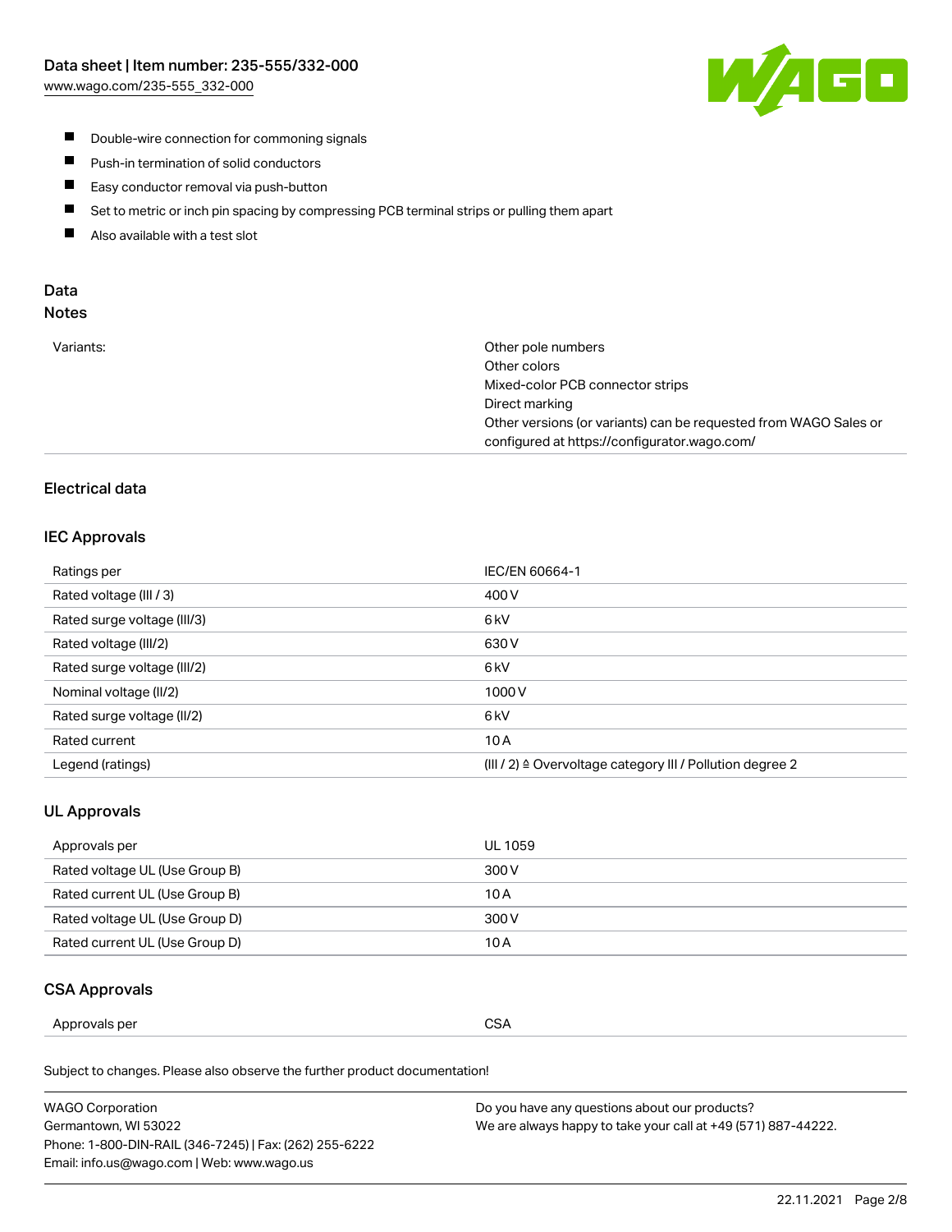- Double-wire connection for commoning signals
- Push-in termination of solid conductors
- Easy conductor removal via push-button
- Set to metric or inch pin spacing by compressing PCB terminal strips or pulling them apart
- Also available with a test slot

## Data

### Notes

| | |
|---|---|
| Variants: | Other pole numbers<br>Other colors<br>Mixed-color PCB connector strips<br>Direct marking<br>Other versions (or variants) can be requested from WAGO Sales or configured at https://configurator.wago.com/ |

### Electrical data

#### IEC Approvals

| | |
|---|---|
| Ratings per | IEC/EN 60664-1 |
| Rated voltage (III / 3) | 400 V |
| Rated surge voltage (III/3) | 6 kV |
| Rated voltage (III/2) | 630 V |
| Rated surge voltage (III/2) | 6 kV |
| Nominal voltage (II/2) | 1000 V |
| Rated surge voltage (II/2) | 6 kV |
| Rated current | 10 A |
| Legend (ratings) | (III / 2) ≙ Overvoltage category III / Pollution degree 2 |

#### UL Approvals

| | |
|---|---|
| Approvals per | UL 1059 |
| Rated voltage UL (Use Group B) | 300 V |
| Rated current UL (Use Group B) | 10 A |
| Rated voltage UL (Use Group D) | 300 V |
| Rated current UL (Use Group D) | 10 A |

#### CSA Approvals

| | |
|---|---|
| Approvals per | CSA |

Subject to changes. Please also observe the further product documentation!

WAGO Corporation
Germantown, WI 53022
Phone: 1-800-DIN-RAIL (346-7245) | Fax: (262) 255-6222
Email: info.us@wago.com | Web: www.wago.us

Do you have any questions about our products?
We are always happy to take your call at +49 (571) 887-44222.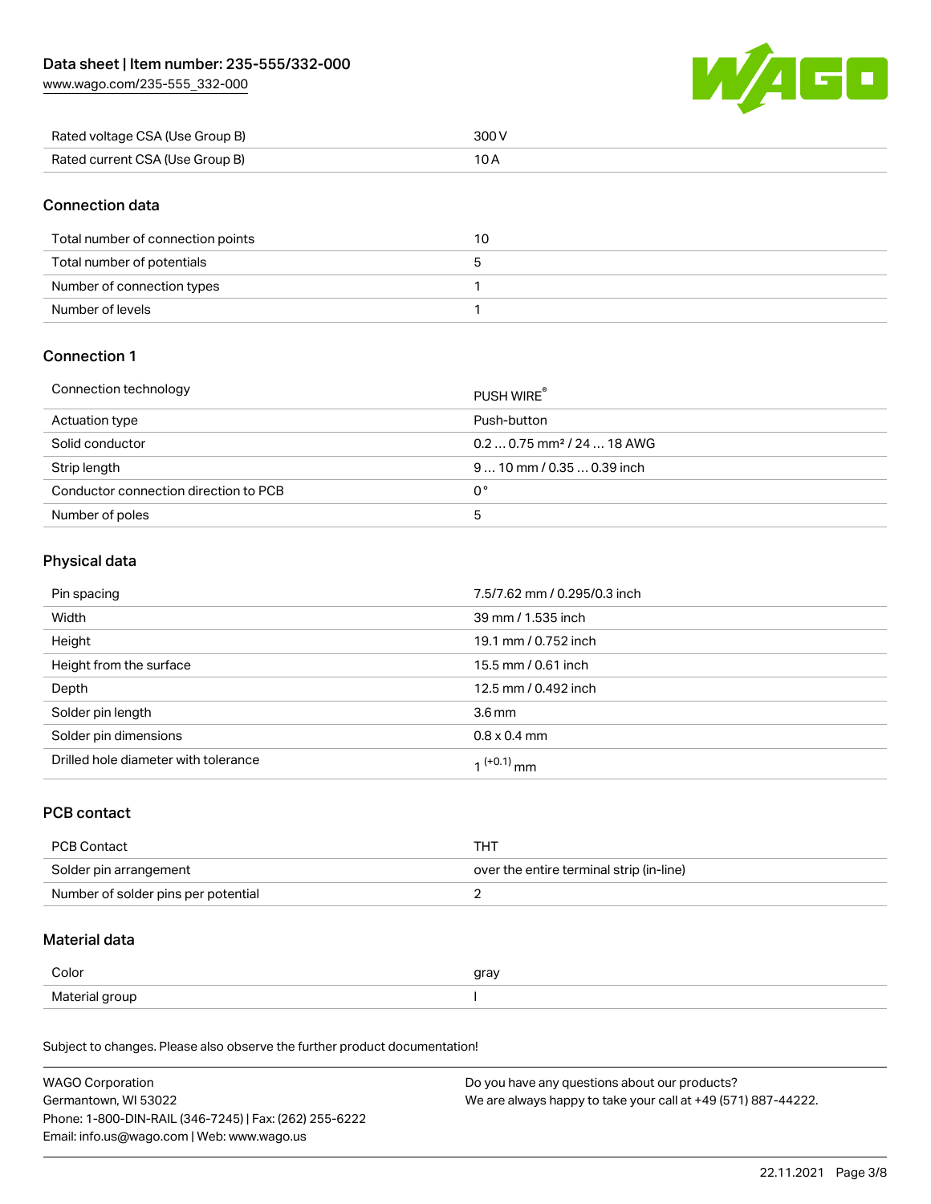| Rated voltage CSA (Use Group B) | 300 V |
| --- | --- |
| Rated current CSA (Use Group B) | 10 A |

## Connection data

| Total number of connection points | 10 |
| --- | --- |
| Total number of potentials | 5 |
| Number of connection types | 1 |
| Number of levels | 1 |

## Connection 1

| Connection technology | PUSH WIRE® |
| --- | --- |
| Actuation type | Push-button |
| Solid conductor | 0.2 … 0.75 mm² / 24 … 18 AWG |
| Strip length | 9 … 10 mm / 0.35 … 0.39 inch |
| Conductor connection direction to PCB | 0 ° |
| Number of poles | 5 |

## Physical data

| Pin spacing | 7.5/7.62 mm / 0.295/0.3 inch |
| --- | --- |
| Width | 39 mm / 1.535 inch |
| Height | 19.1 mm / 0.752 inch |
| Height from the surface | 15.5 mm / 0.61 inch |
| Depth | 12.5 mm / 0.492 inch |
| Solder pin length | 3.6 mm |
| Solder pin dimensions | 0.8 x 0.4 mm |
| Drilled hole diameter with tolerance | $1^{(+0.1)}$ mm |

## PCB contact

| PCB Contact | THT |
| --- | --- |
| Solder pin arrangement | over the entire terminal strip (in-line) |
| Number of solder pins per potential | 2 |

## Material data

| Color | gray |
| --- | --- |
| Material group | I |

Subject to changes. Please also observe the further product documentation!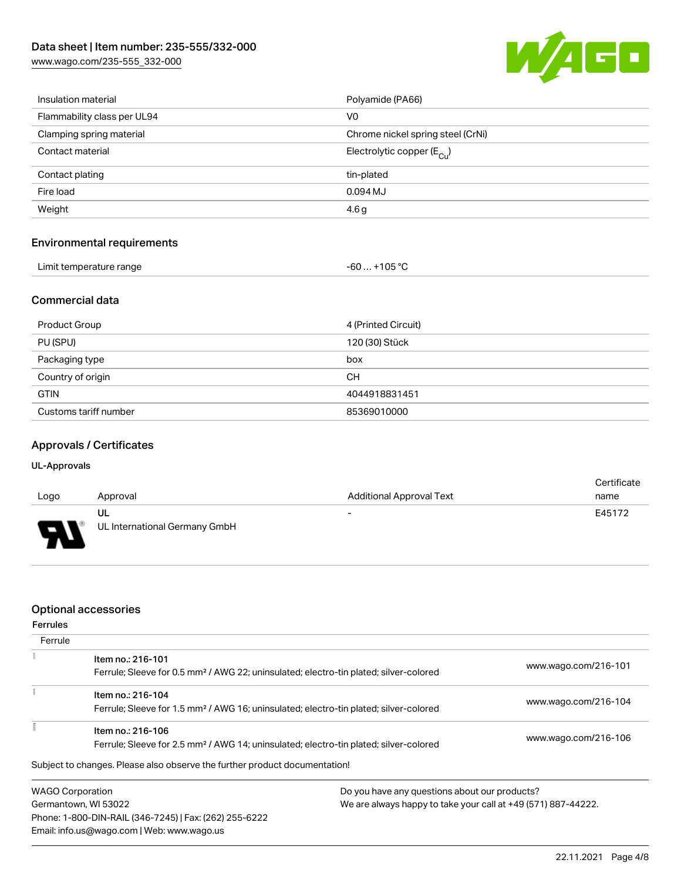| | |
|---|---|
| Insulation material | Polyamide (PA66) |
| Flammability class per UL94 | V0 |
| Clamping spring material | Chrome nickel spring steel (CrNi) |
| Contact material | Electrolytic copper ($E_{Cu}$) |
| Contact plating | tin-plated |
| Fire load | 0.094 MJ |
| Weight | 4.6 g |

## Environmental requirements

| | |
|---|---|
| Limit temperature range | -60 … +105 °C |

## Commercial data

| | |
|---|---|
| Product Group | 4 (Printed Circuit) |
| PU (SPU) | 120 (30) Stück |
| Packaging type | box |
| Country of origin | CH |
| GTIN | 4044918831451 |
| Customs tariff number | 85369010000 |

## Approvals / Certificates

### UL-Approvals

| Logo | Approval | Additional Approval Text | Certificate name |
|---|---|---|---|
| | UL<br>UL International Germany GmbH | - | E45172 |

## Optional accessories

### Ferrules

| Ferrule | | |
|---|---|---|
| | Item no.: 216-101<br>Ferrule; Sleeve for 0.5 mm² / AWG 22; uninsulated; electro-tin plated; silver-colored | www.wago.com/216-101 |
| | Item no.: 216-104<br>Ferrule; Sleeve for 1.5 mm² / AWG 16; uninsulated; electro-tin plated; silver-colored | www.wago.com/216-104 |
| | Item no.: 216-106<br>Ferrule; Sleeve for 2.5 mm² / AWG 14; uninsulated; electro-tin plated; silver-colored | www.wago.com/216-106 |

Subject to changes. Please also observe the further product documentation!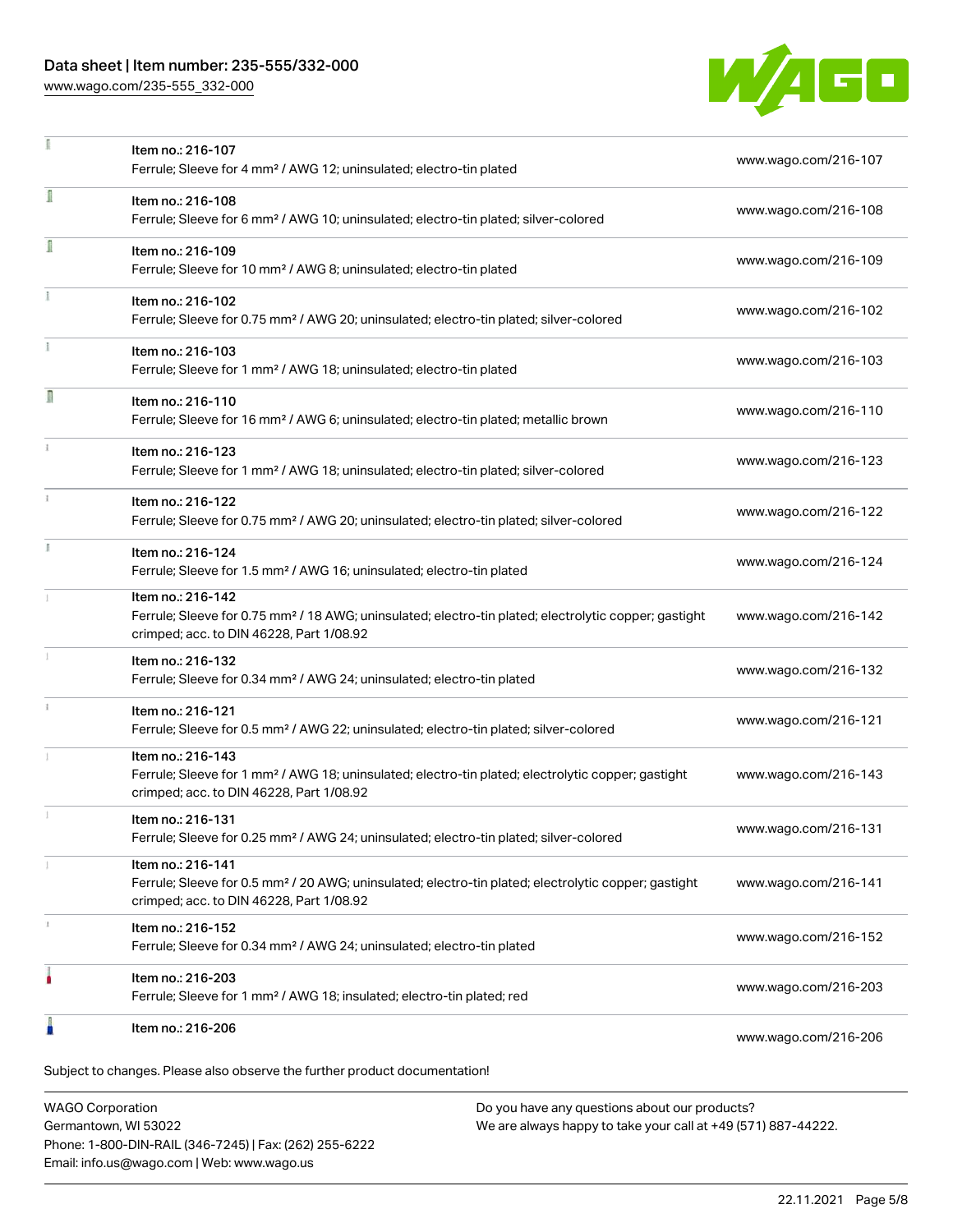| | | |
|---|---|---|
| | Item no.: 216-107<br>Ferrule; Sleeve for 4 mm² / AWG 12; uninsulated; electro-tin plated | www.wago.com/216-107 |
| | Item no.: 216-108<br>Ferrule; Sleeve for 6 mm² / AWG 10; uninsulated; electro-tin plated; silver-colored | www.wago.com/216-108 |
| | Item no.: 216-109<br>Ferrule; Sleeve for 10 mm² / AWG 8; uninsulated; electro-tin plated | www.wago.com/216-109 |
| | Item no.: 216-102<br>Ferrule; Sleeve for 0.75 mm² / AWG 20; uninsulated; electro-tin plated; silver-colored | www.wago.com/216-102 |
| | Item no.: 216-103<br>Ferrule; Sleeve for 1 mm² / AWG 18; uninsulated; electro-tin plated | www.wago.com/216-103 |
| | Item no.: 216-110<br>Ferrule; Sleeve for 16 mm² / AWG 6; uninsulated; electro-tin plated; metallic brown | www.wago.com/216-110 |
| | Item no.: 216-123<br>Ferrule; Sleeve for 1 mm² / AWG 18; uninsulated; electro-tin plated; silver-colored | www.wago.com/216-123 |
| | Item no.: 216-122<br>Ferrule; Sleeve for 0.75 mm² / AWG 20; uninsulated; electro-tin plated; silver-colored | www.wago.com/216-122 |
| | Item no.: 216-124<br>Ferrule; Sleeve for 1.5 mm² / AWG 16; uninsulated; electro-tin plated | www.wago.com/216-124 |
| | Item no.: 216-142<br>Ferrule; Sleeve for 0.75 mm² / 18 AWG; uninsulated; electro-tin plated; electrolytic copper; gastight crimped; acc. to DIN 46228, Part 1/08.92 | www.wago.com/216-142 |
| | Item no.: 216-132<br>Ferrule; Sleeve for 0.34 mm² / AWG 24; uninsulated; electro-tin plated | www.wago.com/216-132 |
| | Item no.: 216-121<br>Ferrule; Sleeve for 0.5 mm² / AWG 22; uninsulated; electro-tin plated; silver-colored | www.wago.com/216-121 |
| | Item no.: 216-143<br>Ferrule; Sleeve for 1 mm² / AWG 18; uninsulated; electro-tin plated; electrolytic copper; gastight crimped; acc. to DIN 46228, Part 1/08.92 | www.wago.com/216-143 |
| | Item no.: 216-131<br>Ferrule; Sleeve for 0.25 mm² / AWG 24; uninsulated; electro-tin plated; silver-colored | www.wago.com/216-131 |
| | Item no.: 216-141<br>Ferrule; Sleeve for 0.5 mm² / 20 AWG; uninsulated; electro-tin plated; electrolytic copper; gastight crimped; acc. to DIN 46228, Part 1/08.92 | www.wago.com/216-141 |
| | Item no.: 216-152<br>Ferrule; Sleeve for 0.34 mm² / AWG 24; uninsulated; electro-tin plated | www.wago.com/216-152 |
| | Item no.: 216-203<br>Ferrule; Sleeve for 1 mm² / AWG 18; insulated; electro-tin plated; red | www.wago.com/216-203 |
| | Item no.: 216-206 | www.wago.com/216-206 |

Subject to changes. Please also observe the further product documentation!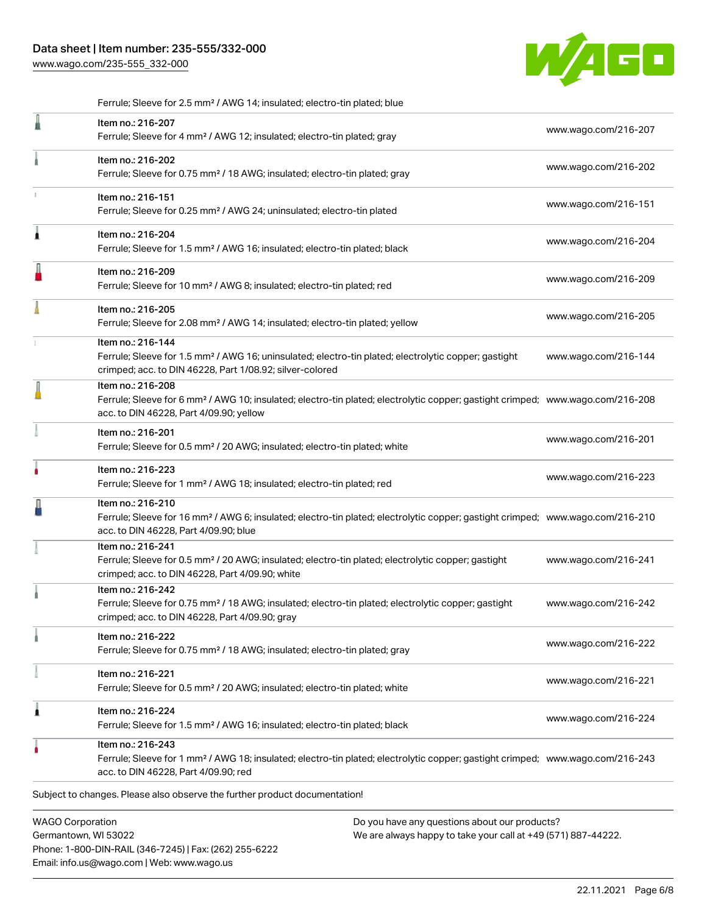Ferrule; Sleeve for 2.5 mm² / AWG 14; insulated; electro-tin plated; blue

| | | |
|---|---|---|
| | Item no.: 216-207<br>Ferrule; Sleeve for 4 mm² / AWG 12; insulated; electro-tin plated; gray | www.wago.com/216-207 |
| | Item no.: 216-202<br>Ferrule; Sleeve for 0.75 mm² / 18 AWG; insulated; electro-tin plated; gray | www.wago.com/216-202 |
| | Item no.: 216-151<br>Ferrule; Sleeve for 0.25 mm² / AWG 24; uninsulated; electro-tin plated | www.wago.com/216-151 |
| | Item no.: 216-204<br>Ferrule; Sleeve for 1.5 mm² / AWG 16; insulated; electro-tin plated; black | www.wago.com/216-204 |
| | Item no.: 216-209<br>Ferrule; Sleeve for 10 mm² / AWG 8; insulated; electro-tin plated; red | www.wago.com/216-209 |
| | Item no.: 216-205<br>Ferrule; Sleeve for 2.08 mm² / AWG 14; insulated; electro-tin plated; yellow | www.wago.com/216-205 |
| | Item no.: 216-144<br>Ferrule; Sleeve for 1.5 mm² / AWG 16; uninsulated; electro-tin plated; electrolytic copper; gastight crimped; acc. to DIN 46228, Part 1/08.92; silver-colored | www.wago.com/216-144 |
| | Item no.: 216-208<br>Ferrule; Sleeve for 6 mm² / AWG 10; insulated; electro-tin plated; electrolytic copper; gastight crimped; acc. to DIN 46228, Part 4/09.90; yellow | www.wago.com/216-208 |
| | Item no.: 216-201<br>Ferrule; Sleeve for 0.5 mm² / 20 AWG; insulated; electro-tin plated; white | www.wago.com/216-201 |
| | Item no.: 216-223<br>Ferrule; Sleeve for 1 mm² / AWG 18; insulated; electro-tin plated; red | www.wago.com/216-223 |
| | Item no.: 216-210<br>Ferrule; Sleeve for 16 mm² / AWG 6; insulated; electro-tin plated; electrolytic copper; gastight crimped; acc. to DIN 46228, Part 4/09.90; blue | www.wago.com/216-210 |
| | Item no.: 216-241<br>Ferrule; Sleeve for 0.5 mm² / 20 AWG; insulated; electro-tin plated; electrolytic copper; gastight crimped; acc. to DIN 46228, Part 4/09.90; white | www.wago.com/216-241 |
| | Item no.: 216-242<br>Ferrule; Sleeve for 0.75 mm² / 18 AWG; insulated; electro-tin plated; electrolytic copper; gastight crimped; acc. to DIN 46228, Part 4/09.90; gray | www.wago.com/216-242 |
| | Item no.: 216-222<br>Ferrule; Sleeve for 0.75 mm² / 18 AWG; insulated; electro-tin plated; gray | www.wago.com/216-222 |
| | Item no.: 216-221<br>Ferrule; Sleeve for 0.5 mm² / 20 AWG; insulated; electro-tin plated; white | www.wago.com/216-221 |
| | Item no.: 216-224<br>Ferrule; Sleeve for 1.5 mm² / AWG 16; insulated; electro-tin plated; black | www.wago.com/216-224 |
| | Item no.: 216-243<br>Ferrule; Sleeve for 1 mm² / AWG 18; insulated; electro-tin plated; electrolytic copper; gastight crimped; acc. to DIN 46228, Part 4/09.90; red | www.wago.com/216-243 |

Subject to changes. Please also observe the further product documentation!

WAGO Corporation
Germantown, WI 53022
Phone: 1-800-DIN-RAIL (346-7245) | Fax: (262) 255-6222
Email: info.us@wago.com | Web: www.wago.us

Do you have any questions about our products?
We are always happy to take your call at +49 (571) 887-44222.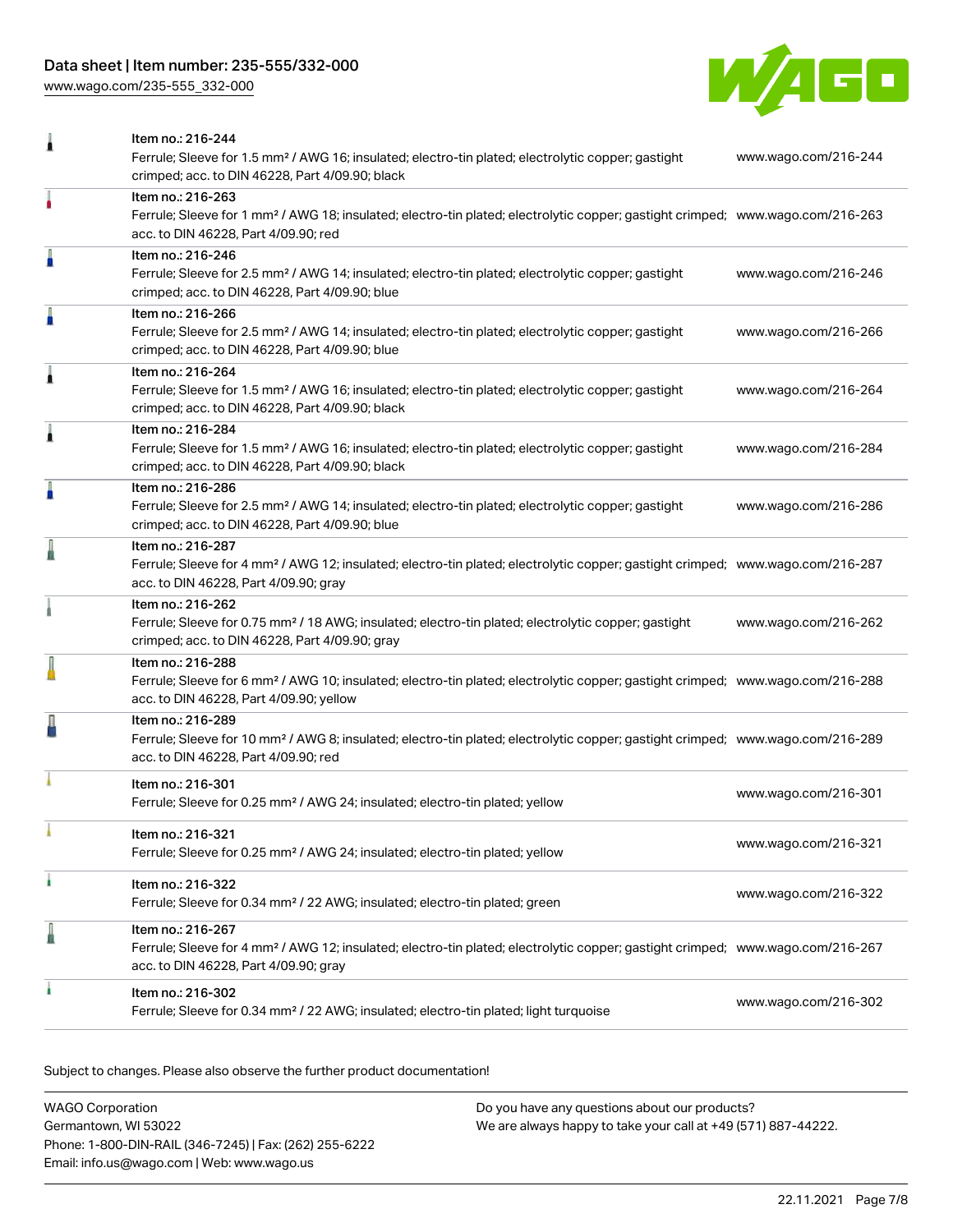| Item | Link |
|---|---|
| Item no.: 216-244<br>Ferrule; Sleeve for 1.5 mm² / AWG 16; insulated; electro-tin plated; electrolytic copper; gastight crimped; acc. to DIN 46228, Part 4/09.90; black | www.wago.com/216-244 |
| Item no.: 216-263<br>Ferrule; Sleeve for 1 mm² / AWG 18; insulated; electro-tin plated; electrolytic copper; gastight crimped; acc. to DIN 46228, Part 4/09.90; red | www.wago.com/216-263 |
| Item no.: 216-246<br>Ferrule; Sleeve for 2.5 mm² / AWG 14; insulated; electro-tin plated; electrolytic copper; gastight crimped; acc. to DIN 46228, Part 4/09.90; blue | www.wago.com/216-246 |
| Item no.: 216-266<br>Ferrule; Sleeve for 2.5 mm² / AWG 14; insulated; electro-tin plated; electrolytic copper; gastight crimped; acc. to DIN 46228, Part 4/09.90; blue | www.wago.com/216-266 |
| Item no.: 216-264<br>Ferrule; Sleeve for 1.5 mm² / AWG 16; insulated; electro-tin plated; electrolytic copper; gastight crimped; acc. to DIN 46228, Part 4/09.90; black | www.wago.com/216-264 |
| Item no.: 216-284<br>Ferrule; Sleeve for 1.5 mm² / AWG 16; insulated; electro-tin plated; electrolytic copper; gastight crimped; acc. to DIN 46228, Part 4/09.90; black | www.wago.com/216-284 |
| Item no.: 216-286<br>Ferrule; Sleeve for 2.5 mm² / AWG 14; insulated; electro-tin plated; electrolytic copper; gastight crimped; acc. to DIN 46228, Part 4/09.90; blue | www.wago.com/216-286 |
| Item no.: 216-287<br>Ferrule; Sleeve for 4 mm² / AWG 12; insulated; electro-tin plated; electrolytic copper; gastight crimped; acc. to DIN 46228, Part 4/09.90; gray | www.wago.com/216-287 |
| Item no.: 216-262<br>Ferrule; Sleeve for 0.75 mm² / 18 AWG; insulated; electro-tin plated; electrolytic copper; gastight crimped; acc. to DIN 46228, Part 4/09.90; gray | www.wago.com/216-262 |
| Item no.: 216-288<br>Ferrule; Sleeve for 6 mm² / AWG 10; insulated; electro-tin plated; electrolytic copper; gastight crimped; acc. to DIN 46228, Part 4/09.90; yellow | www.wago.com/216-288 |
| Item no.: 216-289<br>Ferrule; Sleeve for 10 mm² / AWG 8; insulated; electro-tin plated; electrolytic copper; gastight crimped; acc. to DIN 46228, Part 4/09.90; red | www.wago.com/216-289 |
| Item no.: 216-301<br>Ferrule; Sleeve for 0.25 mm² / AWG 24; insulated; electro-tin plated; yellow | www.wago.com/216-301 |
| Item no.: 216-321<br>Ferrule; Sleeve for 0.25 mm² / AWG 24; insulated; electro-tin plated; yellow | www.wago.com/216-321 |
| Item no.: 216-322<br>Ferrule; Sleeve for 0.34 mm² / 22 AWG; insulated; electro-tin plated; green | www.wago.com/216-322 |
| Item no.: 216-267<br>Ferrule; Sleeve for 4 mm² / AWG 12; insulated; electro-tin plated; electrolytic copper; gastight crimped; acc. to DIN 46228, Part 4/09.90; gray | www.wago.com/216-267 |
| Item no.: 216-302<br>Ferrule; Sleeve for 0.34 mm² / 22 AWG; insulated; electro-tin plated; light turquoise | www.wago.com/216-302 |

Subject to changes. Please also observe the further product documentation!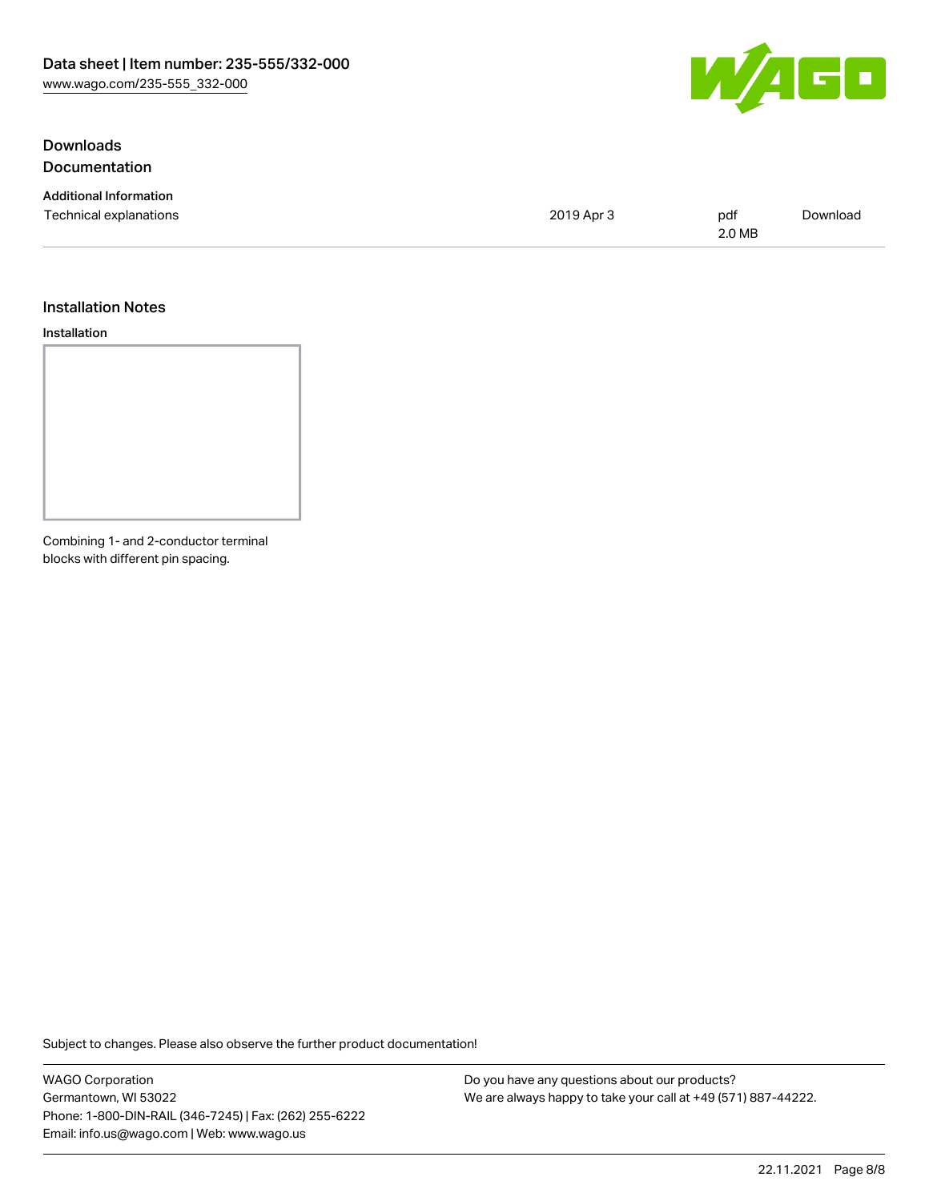## Downloads

## Documentation

**Additional Information**

| | | | |
|---|---|---|---|
| Technical explanations | 2019 Apr 3 | pdf<br>2.0 MB | Download |

## Installation Notes

**Installation**

Combining 1- and 2-conductor terminal blocks with different pin spacing.